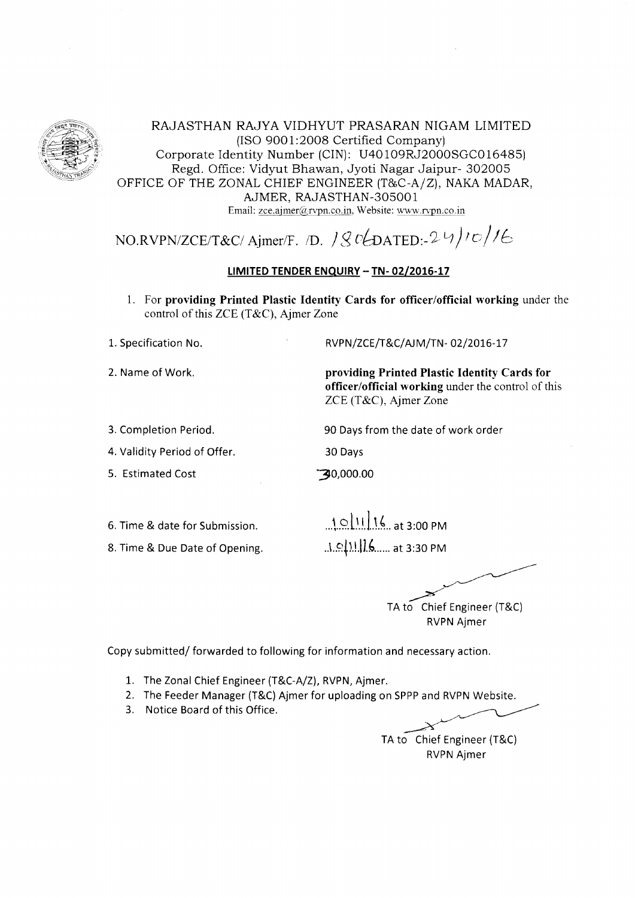RAJASTHAN RAJYA VIDHYUT PRASARAN NIGAM LIMITED
(ISO 9001:2008 Certified Company)
Corporate Identity Number (CIN): U40109RJ2000SGC016485)
Regd. Office: Vidyut Bhawan, Jyoti Nagar Jaipur- 302005
OFFICE OF THE ZONAL CHIEF ENGINEER (T&C-A/Z), NAKA MADAR,
AJMER, RAJASTHAN-305001
Email: zce.ajmer@rvpn.co.in, Website: www.rvpn.co.in

NO.RVPN/ZCE/T&C/ Ajmer/F. /D. 1806 DATED:-24/10/16

## LIMITED TENDER ENQUIRY – TN- 02/2016-17

1. For **providing Printed Plastic Identity Cards for officer/official working** under the control of this ZCE (T&C), Ajmer Zone

| | |
|---|---|
| 1. Specification No. | RVPN/ZCE/T&C/AJM/TN- 02/2016-17 |
| 2. Name of Work. | **providing Printed Plastic Identity Cards for officer/official working** under the control of this ZCE (T&C), Ajmer Zone |
| 3. Completion Period. | 90 Days from the date of work order |
| 4. Validity Period of Offer. | 30 Days |
| 5. Estimated Cost | 30,000.00 |
| 6. Time & date for Submission. | 10/11/16 at 3:00 PM |
| 8. Time & Due Date of Opening. | 10/11/16...... at 3:30 PM |

TA to Chief Engineer (T&C)
RVPN Ajmer

Copy submitted/ forwarded to following for information and necessary action.

1. The Zonal Chief Engineer (T&C-A/Z), RVPN, Ajmer.
2. The Feeder Manager (T&C) Ajmer for uploading on SPPP and RVPN Website.
3. Notice Board of this Office.

TA to Chief Engineer (T&C)
RVPN Ajmer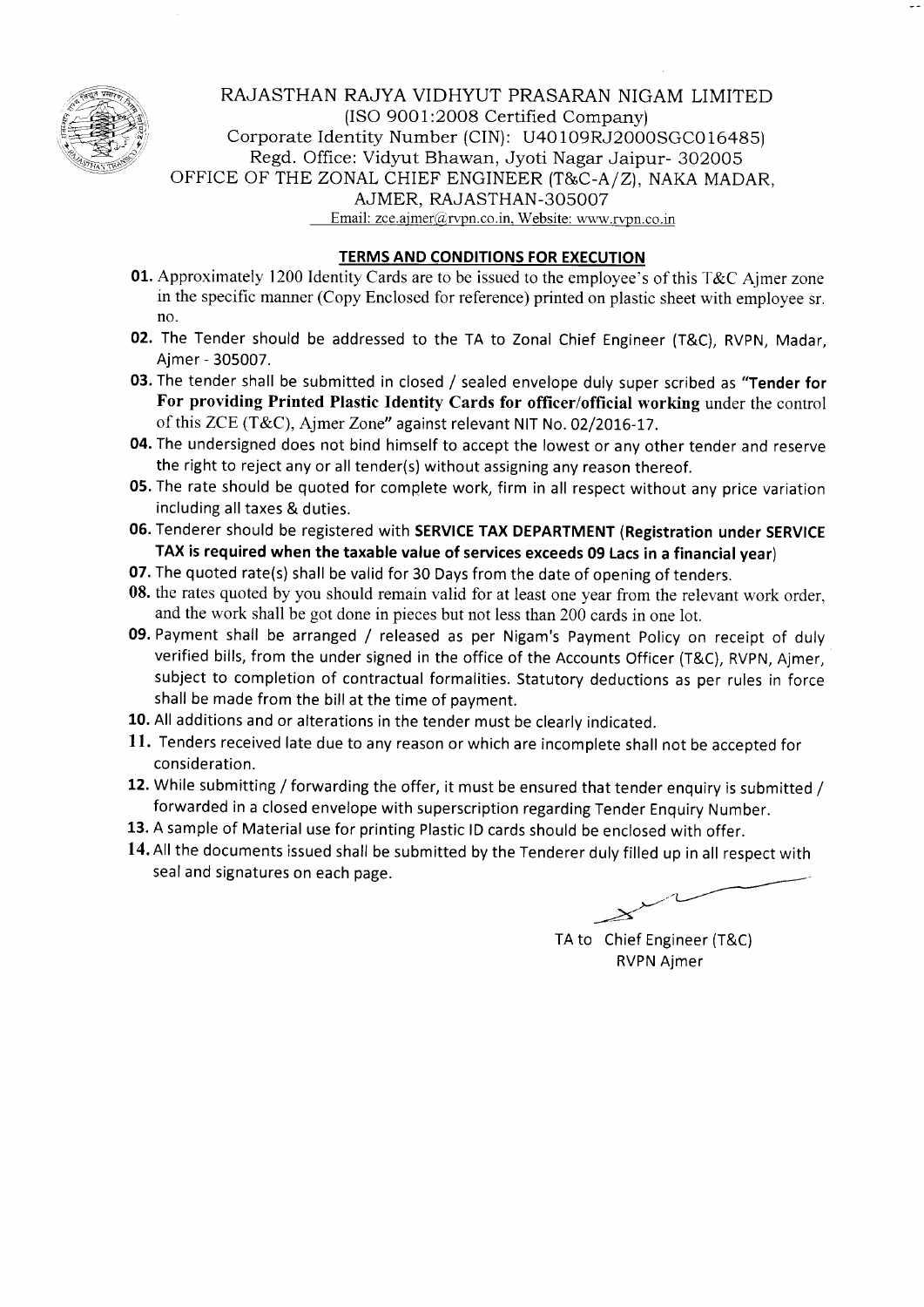RAJASTHAN RAJYA VIDHYUT PRASARAN NIGAM LIMITED
(ISO 9001:2008 Certified Company)
Corporate Identity Number (CIN): U40109RJ2000SGC016485)
Regd. Office: Vidyut Bhawan, Jyoti Nagar Jaipur- 302005
OFFICE OF THE ZONAL CHIEF ENGINEER (T&C-A/Z), NAKA MADAR, AJMER, RAJASTHAN-305007
Email: zce.ajmer@rvpn.co.in, Website: www.rvpn.co.in

## TERMS AND CONDITIONS FOR EXECUTION

**01.** Approximately 1200 Identity Cards are to be issued to the employee's of this T&C Ajmer zone in the specific manner (Copy Enclosed for reference) printed on plastic sheet with employee sr. no.

**02.** The Tender should be addressed to the TA to Zonal Chief Engineer (T&C), RVPN, Madar, Ajmer - 305007.

**03.** The tender shall be submitted in closed / sealed envelope duly super scribed as **"Tender for For providing Printed Plastic Identity Cards for officer/official working** under the control of this ZCE (T&C), Ajmer Zone" against relevant NIT No. 02/2016-17.

**04.** The undersigned does not bind himself to accept the lowest or any other tender and reserve the right to reject any or all tender(s) without assigning any reason thereof.

**05.** The rate should be quoted for complete work, firm in all respect without any price variation including all taxes & duties.

**06.** Tenderer should be registered with **SERVICE TAX DEPARTMENT (Registration under SERVICE TAX is required when the taxable value of services exceeds 09 Lacs in a financial year)**

**07.** The quoted rate(s) shall be valid for 30 Days from the date of opening of tenders.

**08.** the rates quoted by you should remain valid for at least one year from the relevant work order, and the work shall be got done in pieces but not less than 200 cards in one lot.

**09.** Payment shall be arranged / released as per Nigam's Payment Policy on receipt of duly verified bills, from the under signed in the office of the Accounts Officer (T&C), RVPN, Ajmer, subject to completion of contractual formalities. Statutory deductions as per rules in force shall be made from the bill at the time of payment.

**10.** All additions and or alterations in the tender must be clearly indicated.

**11.** Tenders received late due to any reason or which are incomplete shall not be accepted for consideration.

**12.** While submitting / forwarding the offer, it must be ensured that tender enquiry is submitted / forwarded in a closed envelope with superscription regarding Tender Enquiry Number.

**13.** A sample of Material use for printing Plastic ID cards should be enclosed with offer.

**14.** All the documents issued shall be submitted by the Tenderer duly filled up in all respect with seal and signatures on each page.

TA to Chief Engineer (T&C)
RVPN Ajmer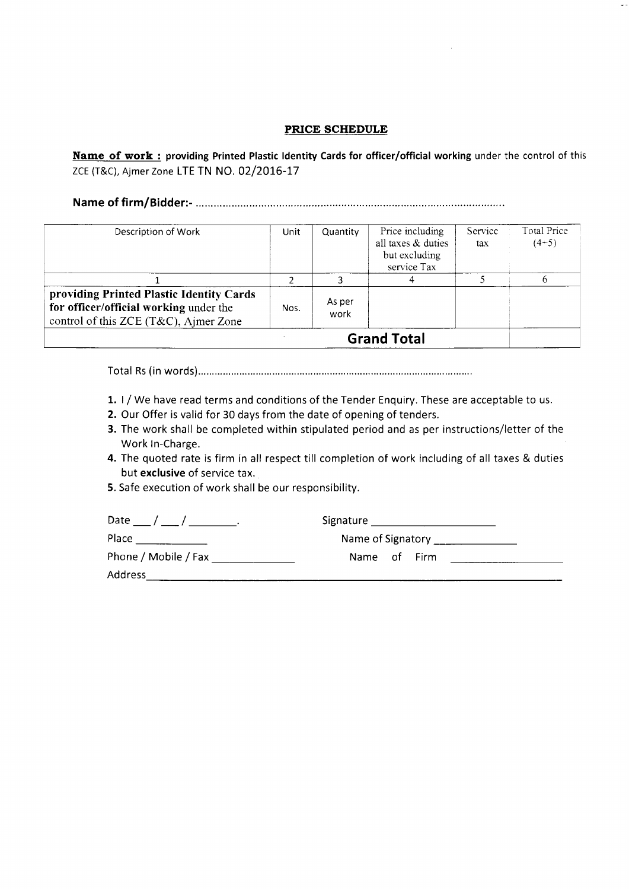## PRICE SCHEDULE

**Name of work :** **providing Printed Plastic Identity Cards for officer/official working** under the control of this ZCE (T&C), Ajmer Zone LTE TN NO. 02/2016-17

**Name of firm/Bidder:-** ......................................................................................................

| Description of Work | Unit | Quantity | Price including all taxes & duties but excluding service Tax | Service tax | Total Price (4+5) |
|---|---|---|---|---|---|
| 1 | 2 | 3 | 4 | 5 | 6 |
| **providing Printed Plastic Identity Cards for officer/official working** under the control of this ZCE (T&C), Ajmer Zone | Nos. | As per work | | | |
| | | | **Grand Total** | | |

Total Rs (in words).................................................................................................

1. I / We have read terms and conditions of the Tender Enquiry. These are acceptable to us.
2. Our Offer is valid for 30 days from the date of opening of tenders.
3. The work shall be completed within stipulated period and as per instructions/letter of the Work In-Charge.
4. The quoted rate is firm in all respect till completion of work including of all taxes & duties but **exclusive** of service tax.
5. Safe execution of work shall be our responsibility.

Date ___ / ___ / ________.

Signature ____________________

Place ____________

Name of Signatory ______________

Phone / Mobile / Fax ______________

Name of Firm ____________________

Address______________________________________________________________________